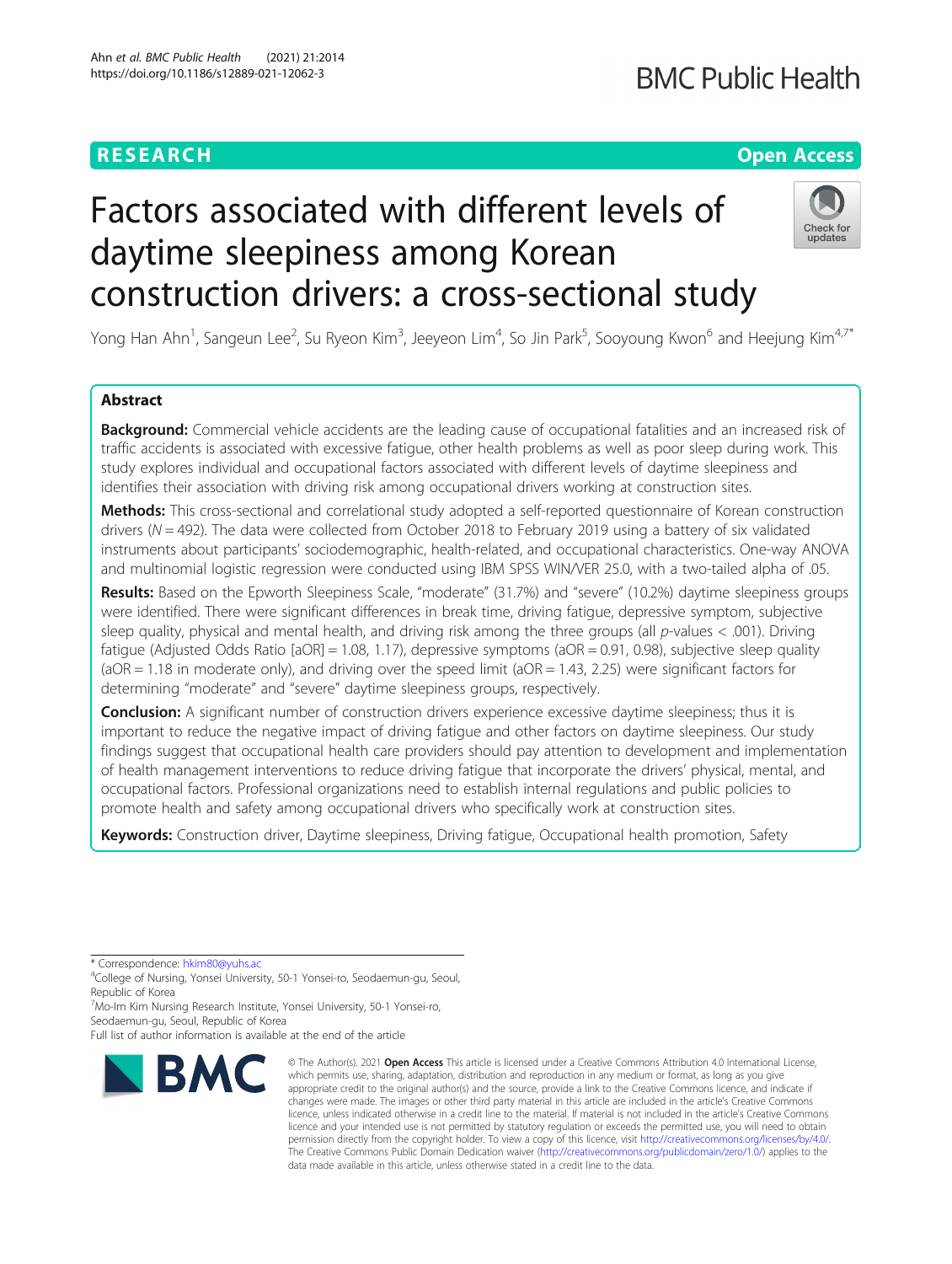RESEARCH

Open Access

# Factors associated with different levels of daytime sleepiness among Korean construction drivers: a cross-sectional study

Yong Han Ahn[1], Sangeun Lee[2], Su Ryeon Kim[3], Jeeyeon Lim[4], So Jin Park[5], Sooyoung Kwon[6] and Heejung Kim[4,7*]

## Abstract

**Background:** Commercial vehicle accidents are the leading cause of occupational fatalities and an increased risk of traffic accidents is associated with excessive fatigue, other health problems as well as poor sleep during work. This study explores individual and occupational factors associated with different levels of daytime sleepiness and identifies their association with driving risk among occupational drivers working at construction sites.

**Methods:** This cross-sectional and correlational study adopted a self-reported questionnaire of Korean construction drivers ($N = 492$). The data were collected from October 2018 to February 2019 using a battery of six validated instruments about participants' sociodemographic, health-related, and occupational characteristics. One-way ANOVA and multinomial logistic regression were conducted using IBM SPSS WIN/VER 25.0, with a two-tailed alpha of .05.

**Results:** Based on the Epworth Sleepiness Scale, "moderate" (31.7%) and "severe" (10.2%) daytime sleepiness groups were identified. There were significant differences in break time, driving fatigue, depressive symptom, subjective sleep quality, physical and mental health, and driving risk among the three groups (all $p$-values < .001). Driving fatigue (Adjusted Odds Ratio [aOR] = 1.08, 1.17), depressive symptoms (aOR = 0.91, 0.98), subjective sleep quality (aOR = 1.18 in moderate only), and driving over the speed limit (aOR = 1.43, 2.25) were significant factors for determining "moderate" and "severe" daytime sleepiness groups, respectively.

**Conclusion:** A significant number of construction drivers experience excessive daytime sleepiness; thus it is important to reduce the negative impact of driving fatigue and other factors on daytime sleepiness. Our study findings suggest that occupational health care providers should pay attention to development and implementation of health management interventions to reduce driving fatigue that incorporate the drivers' physical, mental, and occupational factors. Professional organizations need to establish internal regulations and public policies to promote health and safety among occupational drivers who specifically work at construction sites.

**Keywords:** Construction driver, Daytime sleepiness, Driving fatigue, Occupational health promotion, Safety

---

\* Correspondence: hkim80@yuhs.ac

[4]College of Nursing, Yonsei University, 50-1 Yonsei-ro, Seodaemun-gu, Seoul, Republic of Korea

[7]Mo-Im Kim Nursing Research Institute, Yonsei University, 50-1 Yonsei-ro, Seodaemun-gu, Seoul, Republic of Korea

Full list of author information is available at the end of the article

© The Author(s). 2021 **Open Access** This article is licensed under a Creative Commons Attribution 4.0 International License, which permits use, sharing, adaptation, distribution and reproduction in any medium or format, as long as you give appropriate credit to the original author(s) and the source, provide a link to the Creative Commons licence, and indicate if changes were made. The images or other third party material in this article are included in the article's Creative Commons licence, unless indicated otherwise in a credit line to the material. If material is not included in the article's Creative Commons licence and your intended use is not permitted by statutory regulation or exceeds the permitted use, you will need to obtain permission directly from the copyright holder. To view a copy of this licence, visit http://creativecommons.org/licenses/by/4.0/. The Creative Commons Public Domain Dedication waiver (http://creativecommons.org/publicdomain/zero/1.0/) applies to the data made available in this article, unless otherwise stated in a credit line to the data.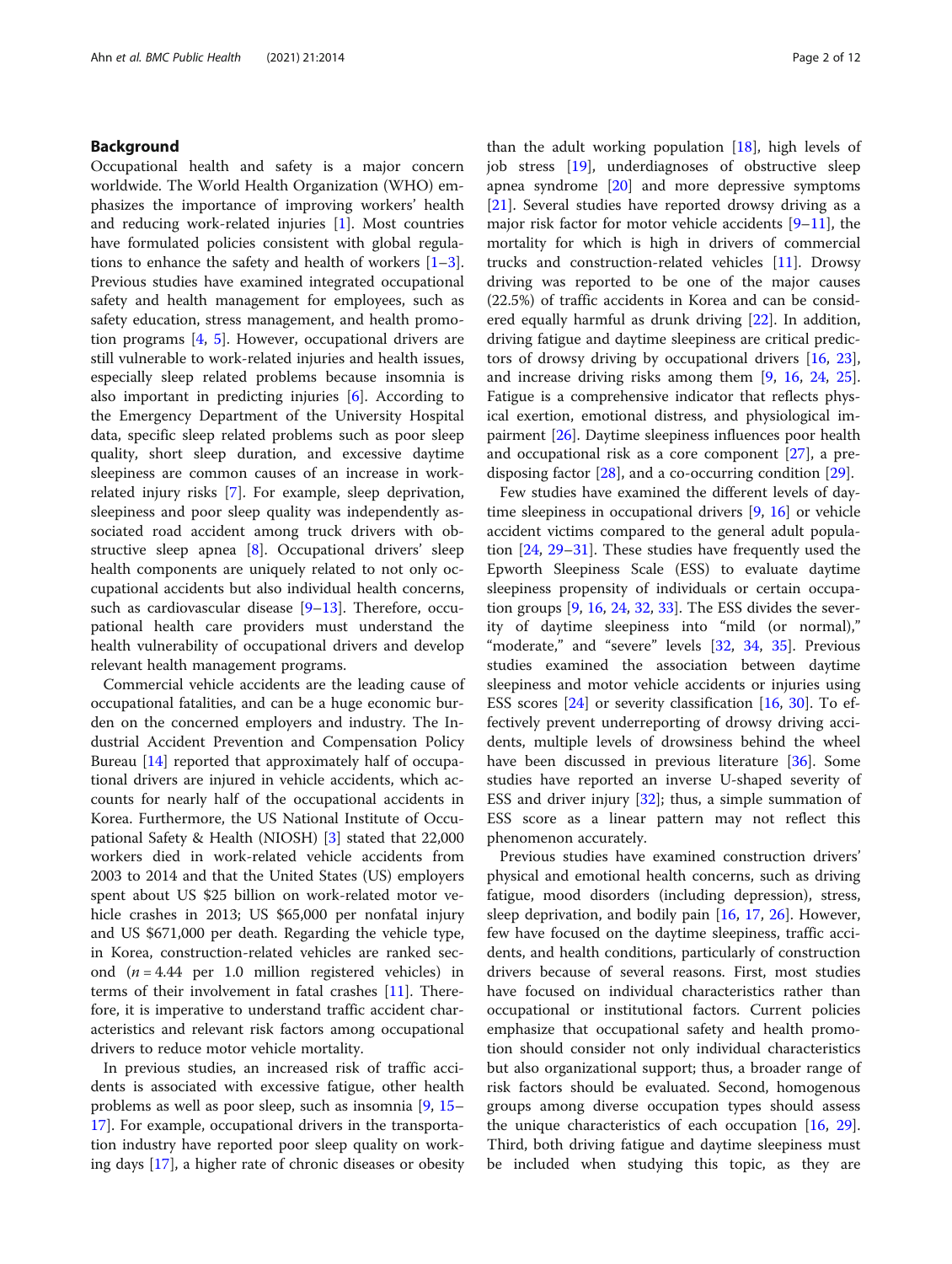## Background

Occupational health and safety is a major concern worldwide. The World Health Organization (WHO) emphasizes the importance of improving workers' health and reducing work-related injuries [1]. Most countries have formulated policies consistent with global regulations to enhance the safety and health of workers [1–3]. Previous studies have examined integrated occupational safety and health management for employees, such as safety education, stress management, and health promotion programs [4, 5]. However, occupational drivers are still vulnerable to work-related injuries and health issues, especially sleep related problems because insomnia is also important in predicting injuries [6]. According to the Emergency Department of the University Hospital data, specific sleep related problems such as poor sleep quality, short sleep duration, and excessive daytime sleepiness are common causes of an increase in work-related injury risks [7]. For example, sleep deprivation, sleepiness and poor sleep quality was independently associated road accident among truck drivers with obstructive sleep apnea [8]. Occupational drivers' sleep health components are uniquely related to not only occupational accidents but also individual health concerns, such as cardiovascular disease [9–13]. Therefore, occupational health care providers must understand the health vulnerability of occupational drivers and develop relevant health management programs.

Commercial vehicle accidents are the leading cause of occupational fatalities, and can be a huge economic burden on the concerned employers and industry. The Industrial Accident Prevention and Compensation Policy Bureau [14] reported that approximately half of occupational drivers are injured in vehicle accidents, which accounts for nearly half of the occupational accidents in Korea. Furthermore, the US National Institute of Occupational Safety & Health (NIOSH) [3] stated that 22,000 workers died in work-related vehicle accidents from 2003 to 2014 and that the United States (US) employers spent about US $25 billion on work-related motor vehicle crashes in 2013; US $65,000 per nonfatal injury and US $671,000 per death. Regarding the vehicle type, in Korea, construction-related vehicles are ranked second ($n = 4.44$ per 1.0 million registered vehicles) in terms of their involvement in fatal crashes [11]. Therefore, it is imperative to understand traffic accident characteristics and relevant risk factors among occupational drivers to reduce motor vehicle mortality.

In previous studies, an increased risk of traffic accidents is associated with excessive fatigue, other health problems as well as poor sleep, such as insomnia [9, 15–17]. For example, occupational drivers in the transportation industry have reported poor sleep quality on working days [17], a higher rate of chronic diseases or obesity than the adult working population [18], high levels of job stress [19], underdiagnoses of obstructive sleep apnea syndrome [20] and more depressive symptoms [21]. Several studies have reported drowsy driving as a major risk factor for motor vehicle accidents [9–11], the mortality for which is high in drivers of commercial trucks and construction-related vehicles [11]. Drowsy driving was reported to be one of the major causes (22.5%) of traffic accidents in Korea and can be considered equally harmful as drunk driving [22]. In addition, driving fatigue and daytime sleepiness are critical predictors of drowsy driving by occupational drivers [16, 23], and increase driving risks among them [9, 16, 24, 25]. Fatigue is a comprehensive indicator that reflects physical exertion, emotional distress, and physiological impairment [26]. Daytime sleepiness influences poor health and occupational risk as a core component [27], a predisposing factor [28], and a co-occurring condition [29].

Few studies have examined the different levels of daytime sleepiness in occupational drivers [9, 16] or vehicle accident victims compared to the general adult population [24, 29–31]. These studies have frequently used the Epworth Sleepiness Scale (ESS) to evaluate daytime sleepiness propensity of individuals or certain occupation groups [9, 16, 24, 32, 33]. The ESS divides the severity of daytime sleepiness into "mild (or normal)," "moderate," and "severe" levels [32, 34, 35]. Previous studies examined the association between daytime sleepiness and motor vehicle accidents or injuries using ESS scores [24] or severity classification [16, 30]. To effectively prevent underreporting of drowsy driving accidents, multiple levels of drowsiness behind the wheel have been discussed in previous literature [36]. Some studies have reported an inverse U-shaped severity of ESS and driver injury [32]; thus, a simple summation of ESS score as a linear pattern may not reflect this phenomenon accurately.

Previous studies have examined construction drivers' physical and emotional health concerns, such as driving fatigue, mood disorders (including depression), stress, sleep deprivation, and bodily pain [16, 17, 26]. However, few have focused on the daytime sleepiness, traffic accidents, and health conditions, particularly of construction drivers because of several reasons. First, most studies have focused on individual characteristics rather than occupational or institutional factors. Current policies emphasize that occupational safety and health promotion should consider not only individual characteristics but also organizational support; thus, a broader range of risk factors should be evaluated. Second, homogenous groups among diverse occupation types should assess the unique characteristics of each occupation [16, 29]. Third, both driving fatigue and daytime sleepiness must be included when studying this topic, as they are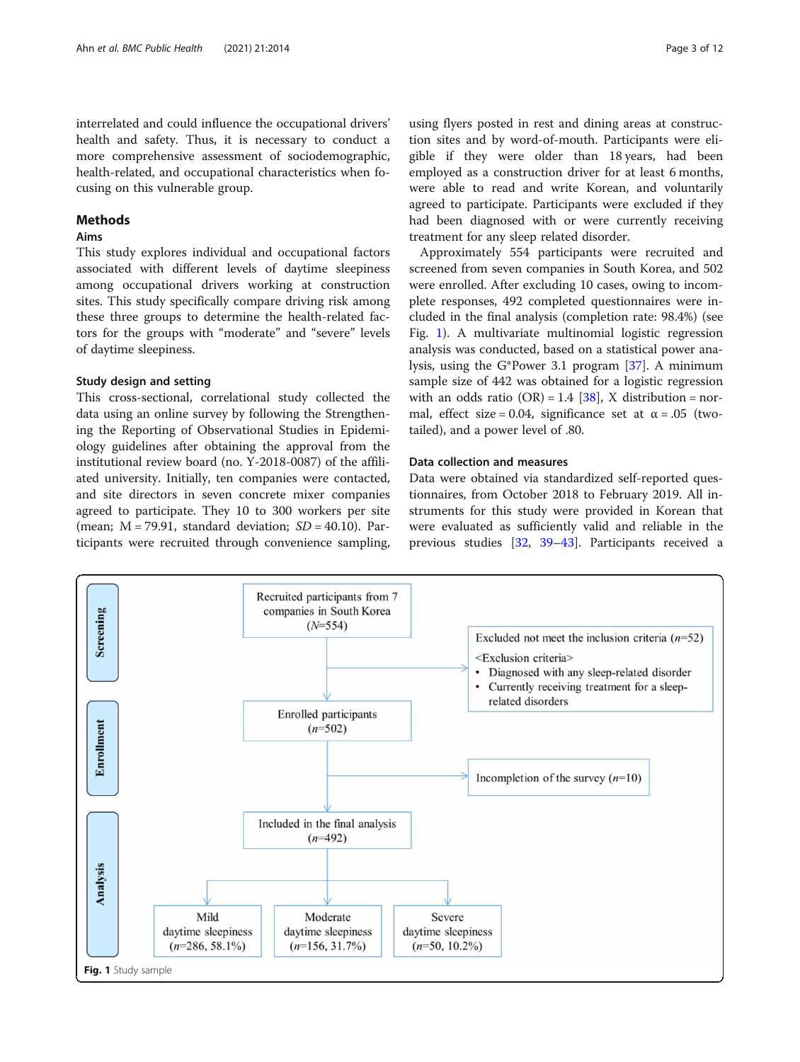interrelated and could influence the occupational drivers' health and safety. Thus, it is necessary to conduct a more comprehensive assessment of sociodemographic, health-related, and occupational characteristics when focusing on this vulnerable group.

## Methods

### Aims

This study explores individual and occupational factors associated with different levels of daytime sleepiness among occupational drivers working at construction sites. This study specifically compare driving risk among these three groups to determine the health-related factors for the groups with "moderate" and "severe" levels of daytime sleepiness.

### Study design and setting

This cross-sectional, correlational study collected the data using an online survey by following the Strengthening the Reporting of Observational Studies in Epidemiology guidelines after obtaining the approval from the institutional review board (no. Y-2018-0087) of the affiliated university. Initially, ten companies were contacted, and site directors in seven concrete mixer companies agreed to participate. They 10 to 300 workers per site (mean; M = 79.91, standard deviation; *SD* = 40.10). Participants were recruited through convenience sampling, using flyers posted in rest and dining areas at construction sites and by word-of-mouth. Participants were eligible if they were older than 18 years, had been employed as a construction driver for at least 6 months, were able to read and write Korean, and voluntarily agreed to participate. Participants were excluded if they had been diagnosed with or were currently receiving treatment for any sleep related disorder.

Approximately 554 participants were recruited and screened from seven companies in South Korea, and 502 were enrolled. After excluding 10 cases, owing to incomplete responses, 492 completed questionnaires were included in the final analysis (completion rate: 98.4%) (see Fig. 1). A multivariate multinomial logistic regression analysis was conducted, based on a statistical power analysis, using the G*Power 3.1 program [37]. A minimum sample size of 442 was obtained for a logistic regression with an odds ratio (OR) = 1.4 [38], X distribution = normal, effect size = 0.04, significance set at α = .05 (two-tailed), and a power level of .80.

### Data collection and measures

Data were obtained via standardized self-reported questionnaires, from October 2018 to February 2019. All instruments for this study were provided in Korean that were evaluated as sufficiently valid and reliable in the previous studies [32, 39–43]. Participants received a

Screening

Recruited participants from 7 companies in South Korea (*N*=554)

Excluded not meet the inclusion criteria (*n*=52)
<Exclusion criteria>
- Diagnosed with any sleep-related disorder
- Currently receiving treatment for a sleep-related disorders

Enrollment

Enrolled participants (*n*=502)

Incompletion of the survey (*n*=10)

Analysis

Included in the final analysis (*n*=492)

Mild daytime sleepiness (*n*=286, 58.1%)

Moderate daytime sleepiness (*n*=156, 31.7%)

Severe daytime sleepiness (*n*=50, 10.2%)

**Fig. 1** Study sample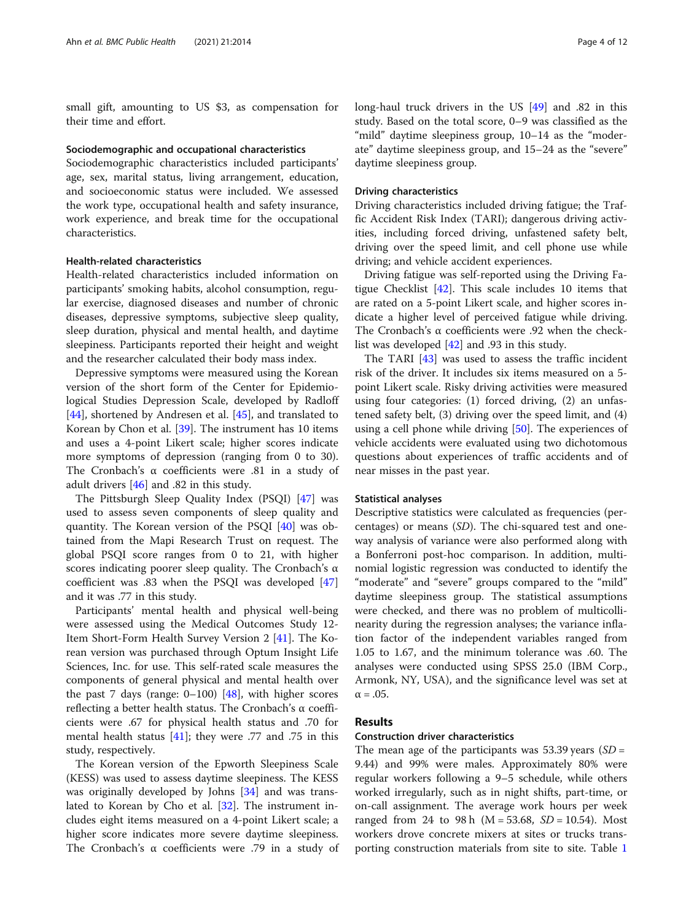small gift, amounting to US $3, as compensation for their time and effort.

### Sociodemographic and occupational characteristics

Sociodemographic characteristics included participants' age, sex, marital status, living arrangement, education, and socioeconomic status were included. We assessed the work type, occupational health and safety insurance, work experience, and break time for the occupational characteristics.

### Health-related characteristics

Health-related characteristics included information on participants' smoking habits, alcohol consumption, regular exercise, diagnosed diseases and number of chronic diseases, depressive symptoms, subjective sleep quality, sleep duration, physical and mental health, and daytime sleepiness. Participants reported their height and weight and the researcher calculated their body mass index.

Depressive symptoms were measured using the Korean version of the short form of the Center for Epidemiological Studies Depression Scale, developed by Radloff [44], shortened by Andresen et al. [45], and translated to Korean by Chon et al. [39]. The instrument has 10 items and uses a 4-point Likert scale; higher scores indicate more symptoms of depression (ranging from 0 to 30). The Cronbach's α coefficients were .81 in a study of adult drivers [46] and .82 in this study.

The Pittsburgh Sleep Quality Index (PSQI) [47] was used to assess seven components of sleep quality and quantity. The Korean version of the PSQI [40] was obtained from the Mapi Research Trust on request. The global PSQI score ranges from 0 to 21, with higher scores indicating poorer sleep quality. The Cronbach's α coefficient was .83 when the PSQI was developed [47] and it was .77 in this study.

Participants' mental health and physical well-being were assessed using the Medical Outcomes Study 12-Item Short-Form Health Survey Version 2 [41]. The Korean version was purchased through Optum Insight Life Sciences, Inc. for use. This self-rated scale measures the components of general physical and mental health over the past 7 days (range: 0–100) [48], with higher scores reflecting a better health status. The Cronbach's α coefficients were .67 for physical health status and .70 for mental health status [41]; they were .77 and .75 in this study, respectively.

The Korean version of the Epworth Sleepiness Scale (KESS) was used to assess daytime sleepiness. The KESS was originally developed by Johns [34] and was translated to Korean by Cho et al. [32]. The instrument includes eight items measured on a 4-point Likert scale; a higher score indicates more severe daytime sleepiness. The Cronbach's α coefficients were .79 in a study of long-haul truck drivers in the US [49] and .82 in this study. Based on the total score, 0–9 was classified as the "mild" daytime sleepiness group, 10–14 as the "moderate" daytime sleepiness group, and 15–24 as the "severe" daytime sleepiness group.

### Driving characteristics

Driving characteristics included driving fatigue; the Traffic Accident Risk Index (TARI); dangerous driving activities, including forced driving, unfastened safety belt, driving over the speed limit, and cell phone use while driving; and vehicle accident experiences.

Driving fatigue was self-reported using the Driving Fatigue Checklist [42]. This scale includes 10 items that are rated on a 5-point Likert scale, and higher scores indicate a higher level of perceived fatigue while driving. The Cronbach's α coefficients were .92 when the checklist was developed [42] and .93 in this study.

The TARI [43] was used to assess the traffic incident risk of the driver. It includes six items measured on a 5-point Likert scale. Risky driving activities were measured using four categories: (1) forced driving, (2) an unfastened safety belt, (3) driving over the speed limit, and (4) using a cell phone while driving [50]. The experiences of vehicle accidents were evaluated using two dichotomous questions about experiences of traffic accidents and of near misses in the past year.

### Statistical analyses

Descriptive statistics were calculated as frequencies (percentages) or means (*SD*). The chi-squared test and one-way analysis of variance were also performed along with a Bonferroni post-hoc comparison. In addition, multinomial logistic regression was conducted to identify the "moderate" and "severe" groups compared to the "mild" daytime sleepiness group. The statistical assumptions were checked, and there was no problem of multicollinearity during the regression analyses; the variance inflation factor of the independent variables ranged from 1.05 to 1.67, and the minimum tolerance was .60. The analyses were conducted using SPSS 25.0 (IBM Corp., Armonk, NY, USA), and the significance level was set at $\alpha = .05$.

## Results

### Construction driver characteristics

The mean age of the participants was 53.39 years (*SD* = 9.44) and 99% were males. Approximately 80% were regular workers following a 9–5 schedule, while others worked irregularly, such as in night shifts, part-time, or on-call assignment. The average work hours per week ranged from 24 to 98 h (M = 53.68, *SD* = 10.54). Most workers drove concrete mixers at sites or trucks transporting construction materials from site to site. Table 1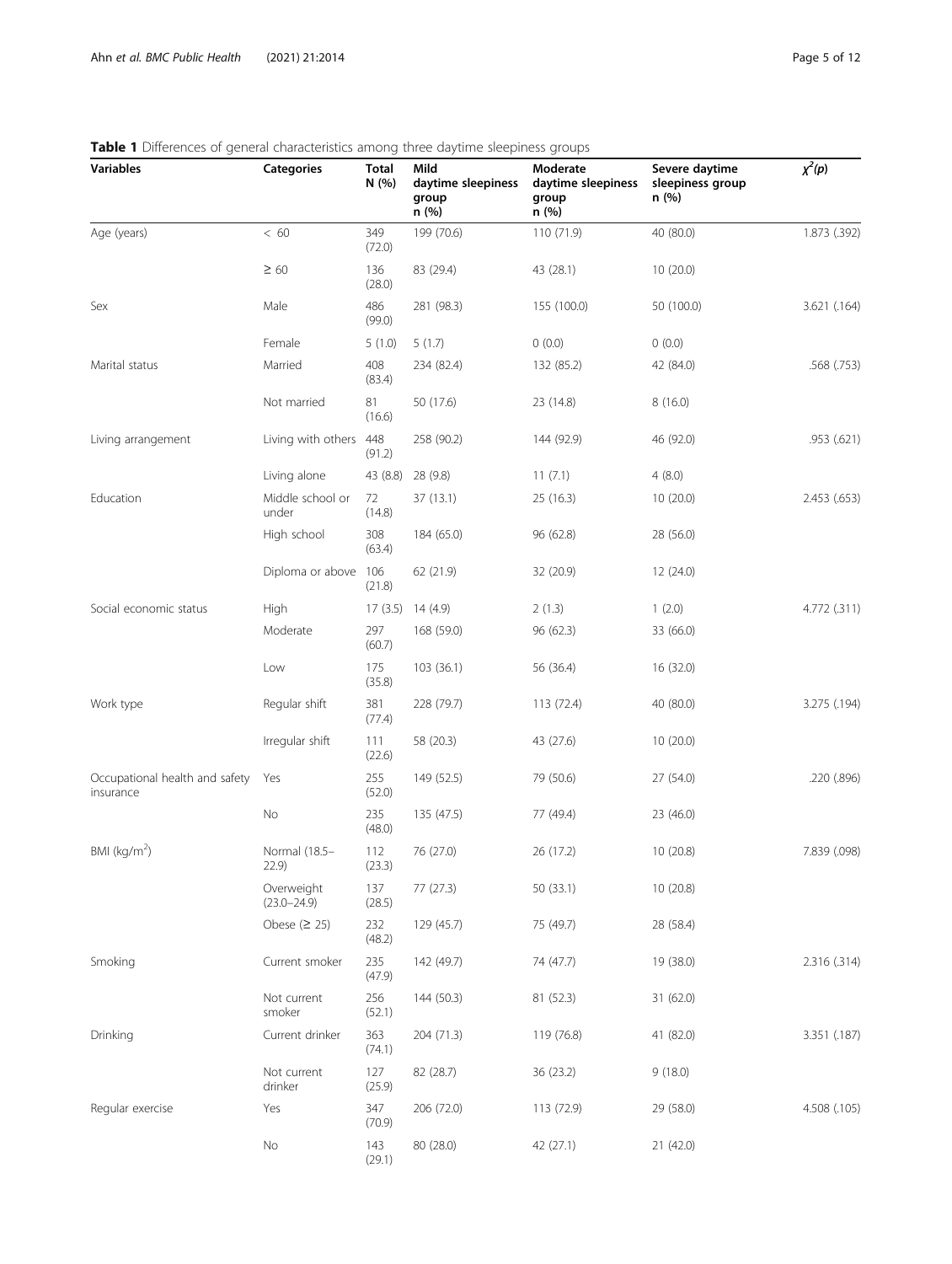**Table 1** Differences of general characteristics among three daytime sleepiness groups

| Variables | Categories | Total N (%) | Mild daytime sleepiness group n (%) | Moderate daytime sleepiness group n (%) | Severe daytime sleepiness group n (%) | $\chi^2(p)$ |
|---|---|---|---|---|---|---|
| Age (years) | < 60 | 349 (72.0) | 199 (70.6) | 110 (71.9) | 40 (80.0) | 1.873 (.392) |
| | ≥ 60 | 136 (28.0) | 83 (29.4) | 43 (28.1) | 10 (20.0) | |
| Sex | Male | 486 (99.0) | 281 (98.3) | 155 (100.0) | 50 (100.0) | 3.621 (.164) |
| | Female | 5 (1.0) | 5 (1.7) | 0 (0.0) | 0 (0.0) | |
| Marital status | Married | 408 (83.4) | 234 (82.4) | 132 (85.2) | 42 (84.0) | .568 (.753) |
| | Not married | 81 (16.6) | 50 (17.6) | 23 (14.8) | 8 (16.0) | |
| Living arrangement | Living with others | 448 (91.2) | 258 (90.2) | 144 (92.9) | 46 (92.0) | .953 (.621) |
| | Living alone | 43 (8.8) | 28 (9.8) | 11 (7.1) | 4 (8.0) | |
| Education | Middle school or under | 72 (14.8) | 37 (13.1) | 25 (16.3) | 10 (20.0) | 2.453 (.653) |
| | High school | 308 (63.4) | 184 (65.0) | 96 (62.8) | 28 (56.0) | |
| | Diploma or above | 106 (21.8) | 62 (21.9) | 32 (20.9) | 12 (24.0) | |
| Social economic status | High | 17 (3.5) | 14 (4.9) | 2 (1.3) | 1 (2.0) | 4.772 (.311) |
| | Moderate | 297 (60.7) | 168 (59.0) | 96 (62.3) | 33 (66.0) | |
| | Low | 175 (35.8) | 103 (36.1) | 56 (36.4) | 16 (32.0) | |
| Work type | Regular shift | 381 (77.4) | 228 (79.7) | 113 (72.4) | 40 (80.0) | 3.275 (.194) |
| | Irregular shift | 111 (22.6) | 58 (20.3) | 43 (27.6) | 10 (20.0) | |
| Occupational health and safety insurance | Yes | 255 (52.0) | 149 (52.5) | 79 (50.6) | 27 (54.0) | .220 (.896) |
| | No | 235 (48.0) | 135 (47.5) | 77 (49.4) | 23 (46.0) | |
| BMI (kg/m$^2$) | Normal (18.5–22.9) | 112 (23.3) | 76 (27.0) | 26 (17.2) | 10 (20.8) | 7.839 (.098) |
| | Overweight (23.0–24.9) | 137 (28.5) | 77 (27.3) | 50 (33.1) | 10 (20.8) | |
| | Obese (≥ 25) | 232 (48.2) | 129 (45.7) | 75 (49.7) | 28 (58.4) | |
| Smoking | Current smoker | 235 (47.9) | 142 (49.7) | 74 (47.7) | 19 (38.0) | 2.316 (.314) |
| | Not current smoker | 256 (52.1) | 144 (50.3) | 81 (52.3) | 31 (62.0) | |
| Drinking | Current drinker | 363 (74.1) | 204 (71.3) | 119 (76.8) | 41 (82.0) | 3.351 (.187) |
| | Not current drinker | 127 (25.9) | 82 (28.7) | 36 (23.2) | 9 (18.0) | |
| Regular exercise | Yes | 347 (70.9) | 206 (72.0) | 113 (72.9) | 29 (58.0) | 4.508 (.105) |
| | No | 143 (29.1) | 80 (28.0) | 42 (27.1) | 21 (42.0) | |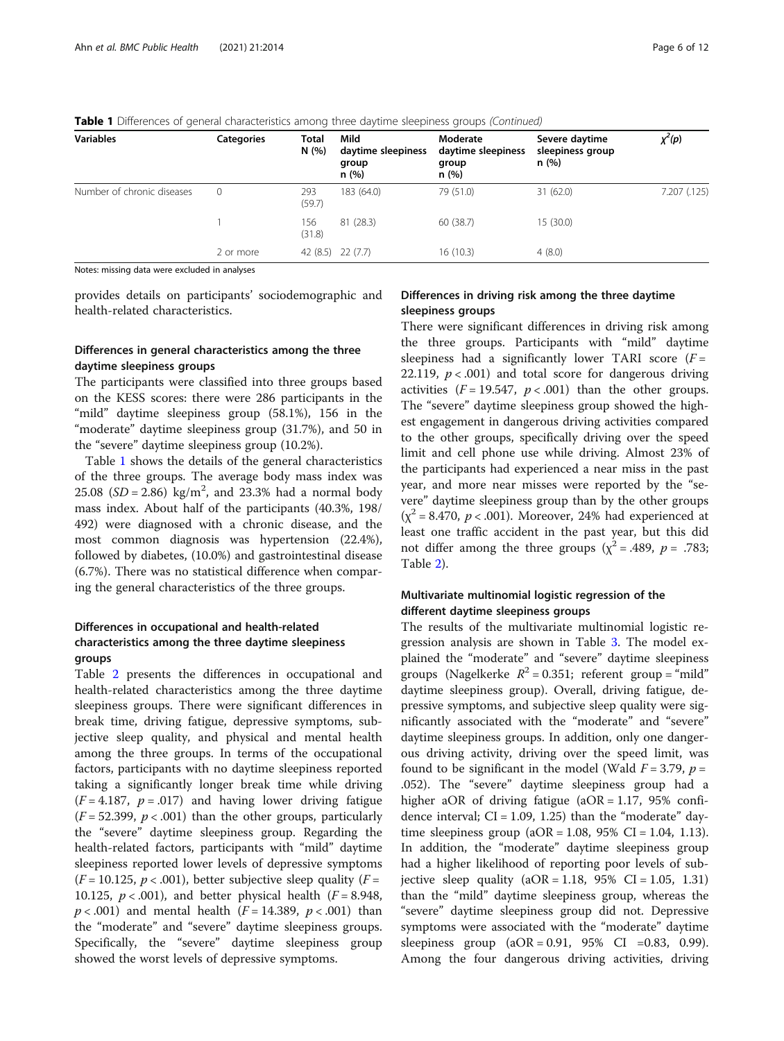**Table 1** Differences of general characteristics among three daytime sleepiness groups *(Continued)*

| Variables | Categories | Total N (%) | Mild daytime sleepiness group n (%) | Moderate daytime sleepiness group n (%) | Severe daytime sleepiness group n (%) | $\chi^2(p)$ |
|---|---|---|---|---|---|---|
| Number of chronic diseases | 0 | 293 (59.7) | 183 (64.0) | 79 (51.0) | 31 (62.0) | 7.207 (.125) |
| | 1 | 156 (31.8) | 81 (28.3) | 60 (38.7) | 15 (30.0) | |
| | 2 or more | 42 (8.5) | 22 (7.7) | 16 (10.3) | 4 (8.0) | |

Notes: missing data were excluded in analyses

provides details on participants' sociodemographic and health-related characteristics.

### Differences in general characteristics among the three daytime sleepiness groups

The participants were classified into three groups based on the KESS scores: there were 286 participants in the "mild" daytime sleepiness group (58.1%), 156 in the "moderate" daytime sleepiness group (31.7%), and 50 in the "severe" daytime sleepiness group (10.2%).

Table 1 shows the details of the general characteristics of the three groups. The average body mass index was 25.08 ($SD$ = 2.86) kg/m$^2$, and 23.3% had a normal body mass index. About half of the participants (40.3%, 198/492) were diagnosed with a chronic disease, and the most common diagnosis was hypertension (22.4%), followed by diabetes, (10.0%) and gastrointestinal disease (6.7%). There was no statistical difference when comparing the general characteristics of the three groups.

### Differences in occupational and health-related characteristics among the three daytime sleepiness groups

Table 2 presents the differences in occupational and health-related characteristics among the three daytime sleepiness groups. There were significant differences in break time, driving fatigue, depressive symptoms, subjective sleep quality, and physical and mental health among the three groups. In terms of the occupational factors, participants with no daytime sleepiness reported taking a significantly longer break time while driving ($F$ = 4.187, $p$ = .017) and having lower driving fatigue ($F$ = 52.399, $p$ < .001) than the other groups, particularly the "severe" daytime sleepiness group. Regarding the health-related factors, participants with "mild" daytime sleepiness reported lower levels of depressive symptoms ($F$ = 10.125, $p$ < .001), better subjective sleep quality ($F$ = 10.125, $p$ < .001), and better physical health ($F$ = 8.948, $p$ < .001) and mental health ($F$ = 14.389, $p$ < .001) than the "moderate" and "severe" daytime sleepiness groups. Specifically, the "severe" daytime sleepiness group showed the worst levels of depressive symptoms.

### Differences in driving risk among the three daytime sleepiness groups

There were significant differences in driving risk among the three groups. Participants with "mild" daytime sleepiness had a significantly lower TARI score ($F$ = 22.119, $p$ < .001) and total score for dangerous driving activities ($F$ = 19.547, $p$ < .001) than the other groups. The "severe" daytime sleepiness group showed the highest engagement in dangerous driving activities compared to the other groups, specifically driving over the speed limit and cell phone use while driving. Almost 23% of the participants had experienced a near miss in the past year, and more near misses were reported by the "severe" daytime sleepiness group than by the other groups ($\chi^2$ = 8.470, $p$ < .001). Moreover, 24% had experienced at least one traffic accident in the past year, but this did not differ among the three groups ($\chi^2$ = .489, $p$ = .783; Table 2).

### Multivariate multinomial logistic regression of the different daytime sleepiness groups

The results of the multivariate multinomial logistic regression analysis are shown in Table 3. The model explained the "moderate" and "severe" daytime sleepiness groups (Nagelkerke $R^2$ = 0.351; referent group = "mild" daytime sleepiness group). Overall, driving fatigue, depressive symptoms, and subjective sleep quality were significantly associated with the "moderate" and "severe" daytime sleepiness groups. In addition, only one dangerous driving activity, driving over the speed limit, was found to be significant in the model (Wald $F$ = 3.79, $p$ = .052). The "severe" daytime sleepiness group had a higher aOR of driving fatigue (aOR = 1.17, 95% confidence interval; CI = 1.09, 1.25) than the "moderate" daytime sleepiness group (aOR = 1.08, 95% CI = 1.04, 1.13). In addition, the "moderate" daytime sleepiness group had a higher likelihood of reporting poor levels of subjective sleep quality (aOR = 1.18, 95% CI = 1.05, 1.31) than the "mild" daytime sleepiness group, whereas the "severe" daytime sleepiness group did not. Depressive symptoms were associated with the "moderate" daytime sleepiness group (aOR = 0.91, 95% CI =0.83, 0.99). Among the four dangerous driving activities, driving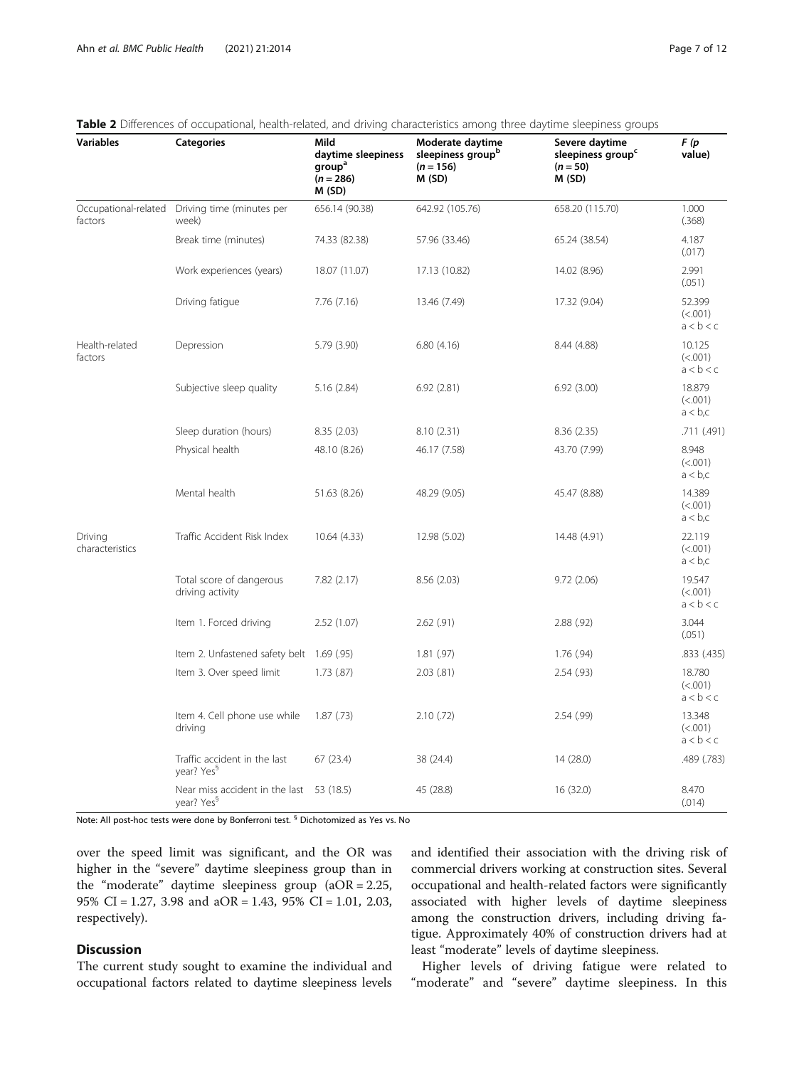**Table 2** Differences of occupational, health-related, and driving characteristics among three daytime sleepiness groups

| Variables | Categories | Mild daytime sleepiness group[a] ($n = 286$) M (SD) | Moderate daytime sleepiness group[b] ($n = 156$) M (SD) | Severe daytime sleepiness group[c] ($n = 50$) M (SD) | $F$ ($p$ value) |
|---|---|---|---|---|---|
| Occupational-related factors | Driving time (minutes per week) | 656.14 (90.38) | 642.92 (105.76) | 658.20 (115.70) | 1.000 (.368) |
| | Break time (minutes) | 74.33 (82.38) | 57.96 (33.46) | 65.24 (38.54) | 4.187 (.017) |
| | Work experiences (years) | 18.07 (11.07) | 17.13 (10.82) | 14.02 (8.96) | 2.991 (.051) |
| | Driving fatigue | 7.76 (7.16) | 13.46 (7.49) | 17.32 (9.04) | 52.399 (<.001) a < b < c |
| Health-related factors | Depression | 5.79 (3.90) | 6.80 (4.16) | 8.44 (4.88) | 10.125 (<.001) a < b < c |
| | Subjective sleep quality | 5.16 (2.84) | 6.92 (2.81) | 6.92 (3.00) | 18.879 (<.001) a < b,c |
| | Sleep duration (hours) | 8.35 (2.03) | 8.10 (2.31) | 8.36 (2.35) | .711 (.491) |
| | Physical health | 48.10 (8.26) | 46.17 (7.58) | 43.70 (7.99) | 8.948 (<.001) a < b,c |
| | Mental health | 51.63 (8.26) | 48.29 (9.05) | 45.47 (8.88) | 14.389 (<.001) a < b,c |
| Driving characteristics | Traffic Accident Risk Index | 10.64 (4.33) | 12.98 (5.02) | 14.48 (4.91) | 22.119 (<.001) a < b,c |
| | Total score of dangerous driving activity | 7.82 (2.17) | 8.56 (2.03) | 9.72 (2.06) | 19.547 (<.001) a < b < c |
| | Item 1. Forced driving | 2.52 (1.07) | 2.62 (.91) | 2.88 (.92) | 3.044 (.051) |
| | Item 2. Unfastened safety belt | 1.69 (.95) | 1.81 (.97) | 1.76 (.94) | .833 (.435) |
| | Item 3. Over speed limit | 1.73 (.87) | 2.03 (.81) | 2.54 (.93) | 18.780 (<.001) a < b < c |
| | Item 4. Cell phone use while driving | 1.87 (.73) | 2.10 (.72) | 2.54 (.99) | 13.348 (<.001) a < b < c |
| | Traffic accident in the last year? Yes[§] | 67 (23.4) | 38 (24.4) | 14 (28.0) | .489 (.783) |
| | Near miss accident in the last year? Yes[§] | 53 (18.5) | 45 (28.8) | 16 (32.0) | 8.470 (.014) |

Note: All post-hoc tests were done by Bonferroni test. [§] Dichotomized as Yes vs. No

over the speed limit was significant, and the OR was higher in the "severe" daytime sleepiness group than in the "moderate" daytime sleepiness group (aOR = 2.25, 95% CI = 1.27, 3.98 and aOR = 1.43, 95% CI = 1.01, 2.03, respectively).

## Discussion

The current study sought to examine the individual and occupational factors related to daytime sleepiness levels and identified their association with the driving risk of commercial drivers working at construction sites. Several occupational and health-related factors were significantly associated with higher levels of daytime sleepiness among the construction drivers, including driving fatigue. Approximately 40% of construction drivers had at least "moderate" levels of daytime sleepiness.

Higher levels of driving fatigue were related to "moderate" and "severe" daytime sleepiness. In this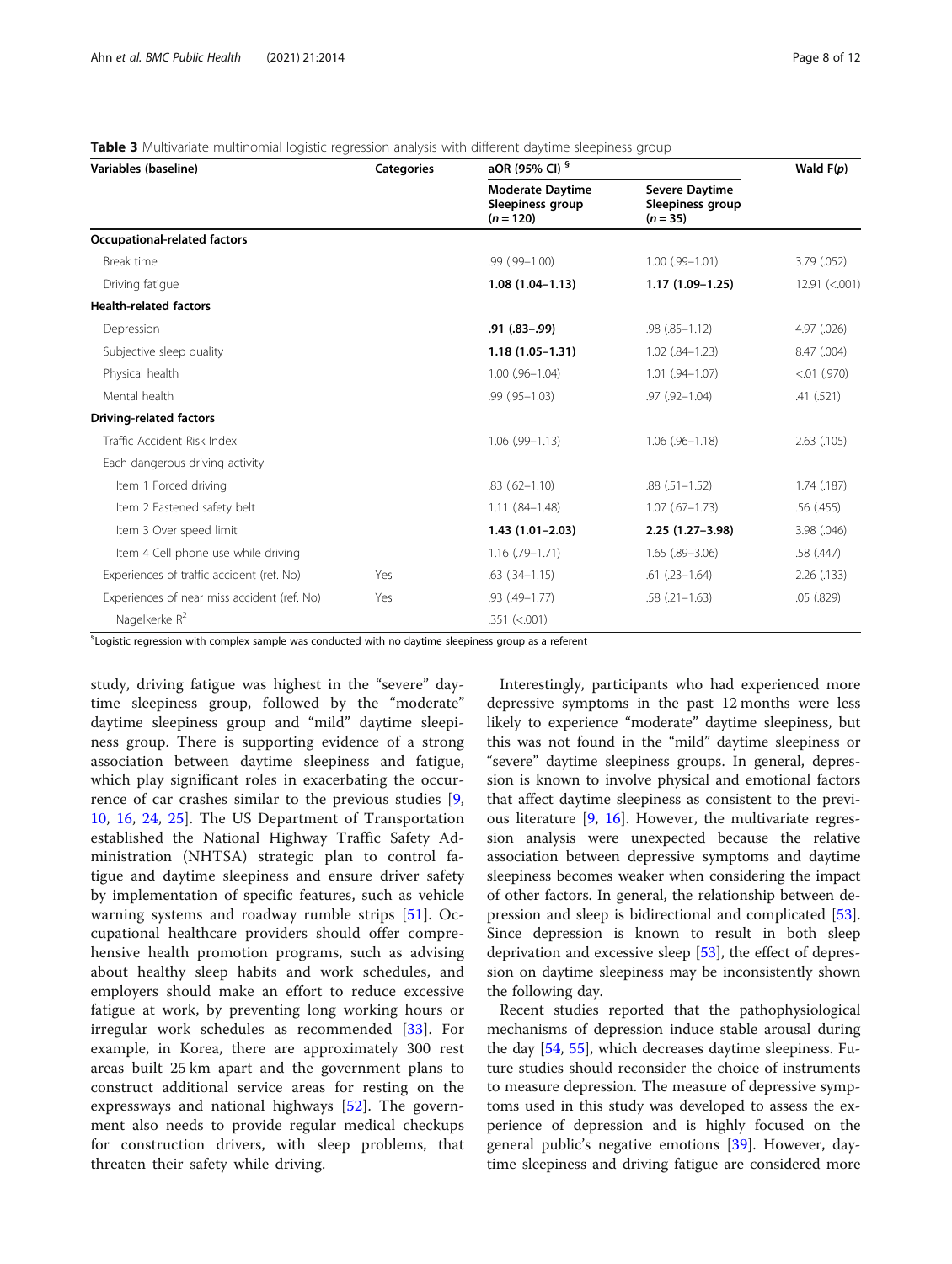**Table 3** Multivariate multinomial logistic regression analysis with different daytime sleepiness group

| Variables (baseline) | Categories | aOR (95% CI) [§] | | Wald F(p) |
|---|---|---|---|---|
| | | Moderate Daytime Sleepiness group (n = 120) | Severe Daytime Sleepiness group (n = 35) | |
| **Occupational-related factors** | | | | |
| Break time | | .99 (.99–1.00) | 1.00 (.99–1.01) | 3.79 (.052) |
| Driving fatigue | | **1.08 (1.04–1.13)** | **1.17 (1.09–1.25)** | 12.91 (<.001) |
| **Health-related factors** | | | | |
| Depression | | **.91 (.83–.99)** | .98 (.85–1.12) | 4.97 (.026) |
| Subjective sleep quality | | **1.18 (1.05–1.31)** | 1.02 (.84–1.23) | 8.47 (.004) |
| Physical health | | 1.00 (.96–1.04) | 1.01 (.94–1.07) | <.01 (.970) |
| Mental health | | .99 (.95–1.03) | .97 (.92–1.04) | .41 (.521) |
| **Driving-related factors** | | | | |
| Traffic Accident Risk Index | | 1.06 (.99–1.13) | 1.06 (.96–1.18) | 2.63 (.105) |
| Each dangerous driving activity | | | | |
| Item 1 Forced driving | | .83 (.62–1.10) | .88 (.51–1.52) | 1.74 (.187) |
| Item 2 Fastened safety belt | | 1.11 (.84–1.48) | 1.07 (.67–1.73) | .56 (.455) |
| Item 3 Over speed limit | | **1.43 (1.01–2.03)** | **2.25 (1.27–3.98)** | 3.98 (.046) |
| Item 4 Cell phone use while driving | | 1.16 (.79–1.71) | 1.65 (.89–3.06) | .58 (.447) |
| Experiences of traffic accident (ref. No) | Yes | .63 (.34–1.15) | .61 (.23–1.64) | 2.26 (.133) |
| Experiences of near miss accident (ref. No) | Yes | .93 (.49–1.77) | .58 (.21–1.63) | .05 (.829) |
| Nagelkerke $R^2$ | | .351 (<.001) | | |

[§]Logistic regression with complex sample was conducted with no daytime sleepiness group as a referent

study, driving fatigue was highest in the "severe" daytime sleepiness group, followed by the "moderate" daytime sleepiness group and "mild" daytime sleepiness group. There is supporting evidence of a strong association between daytime sleepiness and fatigue, which play significant roles in exacerbating the occurrence of car crashes similar to the previous studies [9, 10, 16, 24, 25]. The US Department of Transportation established the National Highway Traffic Safety Administration (NHTSA) strategic plan to control fatigue and daytime sleepiness and ensure driver safety by implementation of specific features, such as vehicle warning systems and roadway rumble strips [51]. Occupational healthcare providers should offer comprehensive health promotion programs, such as advising about healthy sleep habits and work schedules, and employers should make an effort to reduce excessive fatigue at work, by preventing long working hours or irregular work schedules as recommended [33]. For example, in Korea, there are approximately 300 rest areas built 25 km apart and the government plans to construct additional service areas for resting on the expressways and national highways [52]. The government also needs to provide regular medical checkups for construction drivers, with sleep problems, that threaten their safety while driving.

Interestingly, participants who had experienced more depressive symptoms in the past 12 months were less likely to experience "moderate" daytime sleepiness, but this was not found in the "mild" daytime sleepiness or "severe" daytime sleepiness groups. In general, depression is known to involve physical and emotional factors that affect daytime sleepiness as consistent to the previous literature [9, 16]. However, the multivariate regression analysis were unexpected because the relative association between depressive symptoms and daytime sleepiness becomes weaker when considering the impact of other factors. In general, the relationship between depression and sleep is bidirectional and complicated [53]. Since depression is known to result in both sleep deprivation and excessive sleep [53], the effect of depression on daytime sleepiness may be inconsistently shown the following day.

Recent studies reported that the pathophysiological mechanisms of depression induce stable arousal during the day [54, 55], which decreases daytime sleepiness. Future studies should reconsider the choice of instruments to measure depression. The measure of depressive symptoms used in this study was developed to assess the experience of depression and is highly focused on the general public's negative emotions [39]. However, daytime sleepiness and driving fatigue are considered more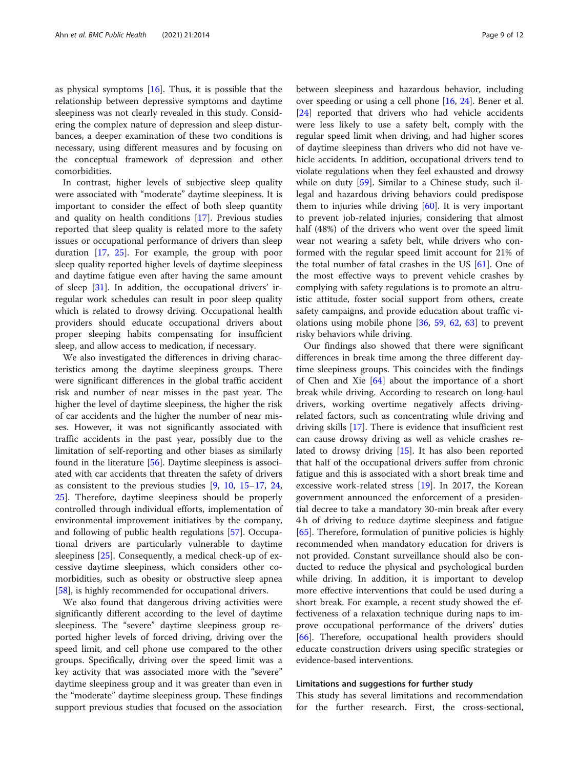as physical symptoms [16]. Thus, it is possible that the relationship between depressive symptoms and daytime sleepiness was not clearly revealed in this study. Considering the complex nature of depression and sleep disturbances, a deeper examination of these two conditions is necessary, using different measures and by focusing on the conceptual framework of depression and other comorbidities.

In contrast, higher levels of subjective sleep quality were associated with "moderate" daytime sleepiness. It is important to consider the effect of both sleep quantity and quality on health conditions [17]. Previous studies reported that sleep quality is related more to the safety issues or occupational performance of drivers than sleep duration [17, 25]. For example, the group with poor sleep quality reported higher levels of daytime sleepiness and daytime fatigue even after having the same amount of sleep [31]. In addition, the occupational drivers' irregular work schedules can result in poor sleep quality which is related to drowsy driving. Occupational health providers should educate occupational drivers about proper sleeping habits compensating for insufficient sleep, and allow access to medication, if necessary.

We also investigated the differences in driving characteristics among the daytime sleepiness groups. There were significant differences in the global traffic accident risk and number of near misses in the past year. The higher the level of daytime sleepiness, the higher the risk of car accidents and the higher the number of near misses. However, it was not significantly associated with traffic accidents in the past year, possibly due to the limitation of self-reporting and other biases as similarly found in the literature [56]. Daytime sleepiness is associated with car accidents that threaten the safety of drivers as consistent to the previous studies [9, 10, 15–17, 24, 25]. Therefore, daytime sleepiness should be properly controlled through individual efforts, implementation of environmental improvement initiatives by the company, and following of public health regulations [57]. Occupational drivers are particularly vulnerable to daytime sleepiness [25]. Consequently, a medical check-up of excessive daytime sleepiness, which considers other comorbidities, such as obesity or obstructive sleep apnea [58], is highly recommended for occupational drivers.

We also found that dangerous driving activities were significantly different according to the level of daytime sleepiness. The "severe" daytime sleepiness group reported higher levels of forced driving, driving over the speed limit, and cell phone use compared to the other groups. Specifically, driving over the speed limit was a key activity that was associated more with the "severe" daytime sleepiness group and it was greater than even in the "moderate" daytime sleepiness group. These findings support previous studies that focused on the association between sleepiness and hazardous behavior, including over speeding or using a cell phone [16, 24]. Bener et al. [24] reported that drivers who had vehicle accidents were less likely to use a safety belt, comply with the regular speed limit when driving, and had higher scores of daytime sleepiness than drivers who did not have vehicle accidents. In addition, occupational drivers tend to violate regulations when they feel exhausted and drowsy while on duty [59]. Similar to a Chinese study, such illegal and hazardous driving behaviors could predispose them to injuries while driving [60]. It is very important to prevent job-related injuries, considering that almost half (48%) of the drivers who went over the speed limit wear not wearing a safety belt, while drivers who conformed with the regular speed limit account for 21% of the total number of fatal crashes in the US [61]. One of the most effective ways to prevent vehicle crashes by complying with safety regulations is to promote an altruistic attitude, foster social support from others, create safety campaigns, and provide education about traffic violations using mobile phone [36, 59, 62, 63] to prevent risky behaviors while driving.

Our findings also showed that there were significant differences in break time among the three different daytime sleepiness groups. This coincides with the findings of Chen and Xie [64] about the importance of a short break while driving. According to research on long-haul drivers, working overtime negatively affects driving-related factors, such as concentrating while driving and driving skills [17]. There is evidence that insufficient rest can cause drowsy driving as well as vehicle crashes related to drowsy driving [15]. It has also been reported that half of the occupational drivers suffer from chronic fatigue and this is associated with a short break time and excessive work-related stress [19]. In 2017, the Korean government announced the enforcement of a presidential decree to take a mandatory 30-min break after every 4 h of driving to reduce daytime sleepiness and fatigue [65]. Therefore, formulation of punitive policies is highly recommended when mandatory education for drivers is not provided. Constant surveillance should also be conducted to reduce the physical and psychological burden while driving. In addition, it is important to develop more effective interventions that could be used during a short break. For example, a recent study showed the effectiveness of a relaxation technique during naps to improve occupational performance of the drivers' duties [66]. Therefore, occupational health providers should educate construction drivers using specific strategies or evidence-based interventions.

### Limitations and suggestions for further study

This study has several limitations and recommendation for the further research. First, the cross-sectional,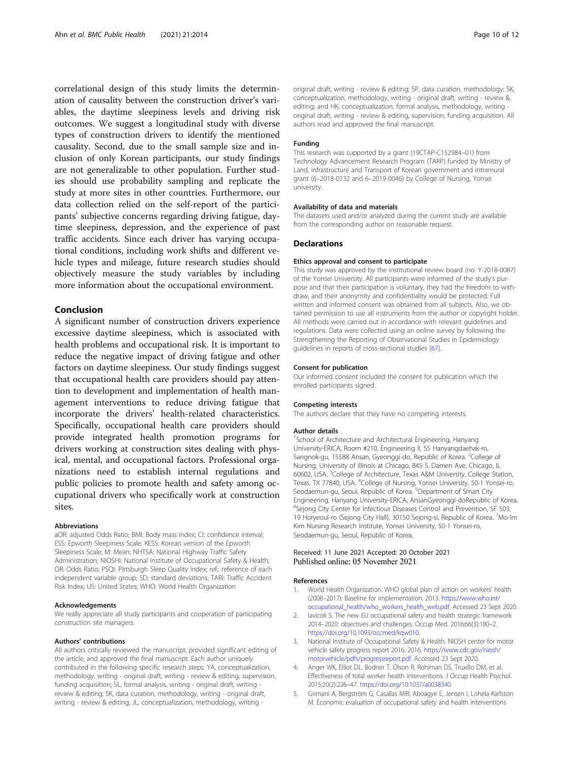correlational design of this study limits the determination of causality between the construction driver's variables, the daytime sleepiness levels and driving risk outcomes. We suggest a longitudinal study with diverse types of construction drivers to identify the mentioned causality. Second, due to the small sample size and inclusion of only Korean participants, our study findings are not generalizable to other population. Further studies should use probability sampling and replicate the study at more sites in other countries. Furthermore, our data collection relied on the self-report of the participants' subjective concerns regarding driving fatigue, daytime sleepiness, depression, and the experience of past traffic accidents. Since each driver has varying occupational conditions, including work shifts and different vehicle types and mileage, future research studies should objectively measure the study variables by including more information about the occupational environment.

## Conclusion

A significant number of construction drivers experience excessive daytime sleepiness, which is associated with health problems and occupational risk. It is important to reduce the negative impact of driving fatigue and other factors on daytime sleepiness. Our study findings suggest that occupational health care providers should pay attention to development and implementation of health management interventions to reduce driving fatigue that incorporate the drivers' health-related characteristics. Specifically, occupational health care providers should provide integrated health promotion programs for drivers working at construction sites dealing with physical, mental, and occupational factors. Professional organizations need to establish internal regulations and public policies to promote health and safety among occupational drivers who specifically work at construction sites.

#### Abbreviations

aOR: adjusted Odds Ratio; BMI: Body mass index; CI: confidence interval; ESS: Epworth Sleepiness Scale; KESS: Korean version of the Epworth Sleepiness Scale; M: Mean; NHTSA: National Highway Traffic Safety Administration; NIOSHI: National Institute of Occupational Safety & Health; OR: Odds Ratio; PSQI: Pittsburgh Sleep Quality Index; ref.: reference of each independent variable group; SD: standard deviations; TARI: Traffic Accident Risk Index; US: United States; WHO: World Health Organization

#### Acknowledgements

We really appreciate all study participants and cooperation of participating construction site managers.

#### Authors' contributions

All authors critically reviewed the manuscript, provided significant editing of the article, and approved the final manuscript. Each author uniquely contributed in the following specific research steps: YA, conceptualization, methodology, writing - original draft, writing - review & editing, supervision, funding acquisition; SL, formal analysis, writing - original draft, writing - review & editing; SK, data curation, methodology, writing - original draft, writing - review & editing; JL, conceptualization, methodology, writing - original draft, writing - review & editing; SP, data curation, methodology; SK, conceptualization, methodology, writing - original draft, writing - review & editing; and HK, conceptualization, formal analysis, methodology, writing - original draft, writing - review & editing, supervision, funding acquisition. All authors read and approved the final manuscript.

#### Funding

This research was supported by a grant (19CTAP-C152984–01) from Technology Advancement Research Program (TARP) funded by Ministry of Land, Infrastructure and Transport of Korean government and intramural grant (6–2018-0132 and 6–2019-0046) by College of Nursing, Yonsei university.

#### Availability of data and materials

The datasets used and/or analyzed during the current study are available from the corresponding author on reasonable request.

## Declarations

#### Ethics approval and consent to participate

This study was approved by the institutional review board (no. Y-2018-0087) of the Yonsei University. All participants were informed of the study's purpose and that their participation is voluntary, they had the freedom to withdraw, and their anonymity and confidentiality would be protected. Full written and informed consent was obtained from all subjects. Also, we obtained permission to use all instruments from the author or copyright holder. All methods were carried out in accordance with relevant guidelines and regulations. Data were collected using an online survey by following the Strengthening the Reporting of Observational Studies in Epidemiology guidelines in reports of cross-sectional studies [67].

#### Consent for publication

Our informed consent included the consent for publication which the enrolled participants signed.

#### Competing interests

The authors declare that they have no competing interests.

#### Author details

[1]School of Architecture and Architectural Engineering, Hanyang University-ERICA, Room #210, Engineering II, 55 Hanyangdaehak-ro, Sangnok-gu, 15588 Ansan, Gyeonggi-do, Republic of Korea. [2]College of Nursing, University of Illinois at Chicago, 845 S. Damen Ave, Chicago, IL 60602, USA. [3]College of Architecture, Texas A&M University, College Station, Texas, TX 77840, USA. [4]College of Nursing, Yonsei University, 50-1 Yonsei-ro, Seodaemun-gu, Seoul, Republic of Korea. [5]Department of Smart City Engineering, Hanyang University-ERICA, AnsanGyeonggi-doRepublic of Korea. [6]Sejong City Center for Infectious Diseases Control and Prevention, 5F 503, 19 Horyeoul-ro (Sejong City Hall), 30150 Sejong-si, Republic of Korea. [7]Mo-Im Kim Nursing Research Institute, Yonsei University, 50-1 Yonsei-ro, Seodaemun-gu, Seoul, Republic of Korea.

Received: 11 June 2021 Accepted: 20 October 2021
Published online: 05 November 2021

#### References

1. World Health Organization. WHO global plan of action on workers' health (2008–2017): Baseline for implementation. 2013. https://www.who.int/occupational_health/who_workers_health_web.pdf. Accessed 23 Sept 2020.
2. Iavicoli S. The new EU occupational safety and health strategic framework 2014–2020: objectives and challenges. Occup Med. 2016;66(3):180–2. https://doi.org/10.1093/occmed/kqw010.
3. National Institute of Occupational Safety & Health. NIOSH center for motor vehicle safety progress report 2016. 2016. https://www.cdc.gov/niosh/motorvehicle/pdfs/progressreport.pdf. Accessed 23 Sept 2020.
4. Anger WK, Elliot DL, Bodner T, Olson R, Rohlman DS, Truxillo DM, et al. Effectiveness of total worker health interventions. J Occup Health Psychol. 2015;20(2):226–47. https://doi.org/10.1037/a0038340.
5. Grimani A, Bergström G, Casallas MIR, Aboagye E, Jensen I, Lohela-Karlsson M. Economic evaluation of occupational safety and health interventions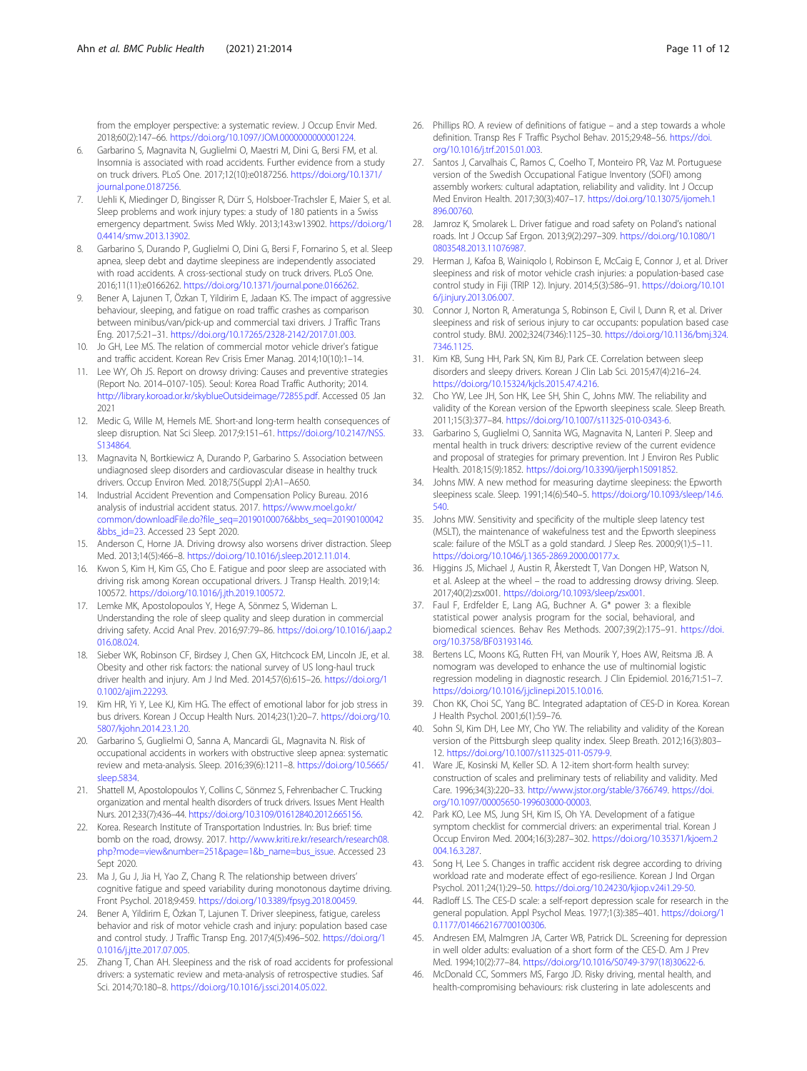from the employer perspective: a systematic review. J Occup Envir Med. 2018;60(2):147–66. https://doi.org/10.1097/JOM.0000000000001224.

6. Garbarino S, Magnavita N, Guglielmi O, Maestri M, Dini G, Bersi FM, et al. Insomnia is associated with road accidents. Further evidence from a study on truck drivers. PLoS One. 2017;12(10):e0187256. https://doi.org/10.1371/journal.pone.0187256.
7. Uehli K, Miedinger D, Bingisser R, Dürr S, Holsboer-Trachsler E, Maier S, et al. Sleep problems and work injury types: a study of 180 patients in a Swiss emergency department. Swiss Med Wkly. 2013;143:w13902. https://doi.org/10.4414/smw.2013.13902.
8. Garbarino S, Durando P, Guglielmi O, Dini G, Bersi F, Fornarino S, et al. Sleep apnea, sleep debt and daytime sleepiness are independently associated with road accidents. A cross-sectional study on truck drivers. PLoS One. 2016;11(11):e0166262. https://doi.org/10.1371/journal.pone.0166262.
9. Bener A, Lajunen T, Özkan T, Yildirim E, Jadaan KS. The impact of aggressive behaviour, sleeping, and fatigue on road traffic crashes as comparison between minibus/van/pick-up and commercial taxi drivers. J Traffic Trans Eng. 2017;5:21–31. https://doi.org/10.17265/2328-2142/2017.01.003.
10. Jo GH, Lee MS. The relation of commercial motor vehicle driver's fatigue and traffic accident. Korean Rev Crisis Emer Manag. 2014;10(10):1–14.
11. Lee WY, Oh JS. Report on drowsy driving: Causes and preventive strategies (Report No. 2014–0107-105). Seoul: Korea Road Traffic Authority; 2014. http://library.koroad.or.kr/skyblueOutsideimage/72855.pdf. Accessed 05 Jan 2021
12. Medic G, Wille M, Hemels ME. Short-and long-term health consequences of sleep disruption. Nat Sci Sleep. 2017;9:151–61. https://doi.org/10.2147/NSS.S134864.
13. Magnavita N, Bortkiewicz A, Durando P, Garbarino S. Association between undiagnosed sleep disorders and cardiovascular disease in healthy truck drivers. Occup Environ Med. 2018;75(Suppl 2):A1–A650.
14. Industrial Accident Prevention and Compensation Policy Bureau. 2016 analysis of industrial accident status. 2017. https://www.moel.go.kr/common/downloadFile.do?file_seq=20190100076&bbs_seq=20190100042&bbs_id=23. Accessed 23 Sept 2020.
15. Anderson C, Horne JA. Driving drowsy also worsens driver distraction. Sleep Med. 2013;14(5):466–8. https://doi.org/10.1016/j.sleep.2012.11.014.
16. Kwon S, Kim H, Kim GS, Cho E. Fatigue and poor sleep are associated with driving risk among Korean occupational drivers. J Transp Health. 2019;14:100572. https://doi.org/10.1016/j.jth.2019.100572.
17. Lemke MK, Apostolopoulos Y, Hege A, Sönmez S, Wideman L. Understanding the role of sleep quality and sleep duration in commercial driving safety. Accid Anal Prev. 2016;97:79–86. https://doi.org/10.1016/j.aap.2016.08.024.
18. Sieber WK, Robinson CF, Birdsey J, Chen GX, Hitchcock EM, Lincoln JE, et al. Obesity and other risk factors: the national survey of US long-haul truck driver health and injury. Am J Ind Med. 2014;57(6):615–26. https://doi.org/10.1002/ajim.22293.
19. Kim HR, Yi Y, Lee KJ, Kim HG. The effect of emotional labor for job stress in bus drivers. Korean J Occup Health Nurs. 2014;23(1):20–7. https://doi.org/10.5807/kjohn.2014.23.1.20.
20. Garbarino S, Guglielmi O, Sanna A, Mancardi GL, Magnavita N. Risk of occupational accidents in workers with obstructive sleep apnea: systematic review and meta-analysis. Sleep. 2016;39(6):1211–8. https://doi.org/10.5665/sleep.5834.
21. Shattell M, Apostolopoulos Y, Collins C, Sönmez S, Fehrenbacher C. Trucking organization and mental health disorders of truck drivers. Issues Ment Health Nurs. 2012;33(7):436–44. https://doi.org/10.3109/01612840.2012.665156.
22. Korea. Research Institute of Transportation Industries. In: Bus brief: time bomb on the road, drowsy. 2017. http://www.kriti.re.kr/research/research08.php?mode=view&number=251&page=1&b_name=bus_issue. Accessed 23 Sept 2020.
23. Ma J, Gu J, Jia H, Yao Z, Chang R. The relationship between drivers' cognitive fatigue and speed variability during monotonous daytime driving. Front Psychol. 2018;9:459. https://doi.org/10.3389/fpsyg.2018.00459.
24. Bener A, Yildirim E, Özkan T, Lajunen T. Driver sleepiness, fatigue, careless behavior and risk of motor vehicle crash and injury: population based case and control study. J Traffic Transp Eng. 2017;4(5):496–502. https://doi.org/10.1016/j.jtte.2017.07.005.
25. Zhang T, Chan AH. Sleepiness and the risk of road accidents for professional drivers: a systematic review and meta-analysis of retrospective studies. Saf Sci. 2014;70:180–8. https://doi.org/10.1016/j.ssci.2014.05.022.
26. Phillips RO. A review of definitions of fatigue – and a step towards a whole definition. Transp Res F Traffic Psychol Behav. 2015;29:48–56. https://doi.org/10.1016/j.trf.2015.01.003.
27. Santos J, Carvalhais C, Ramos C, Coelho T, Monteiro PR, Vaz M. Portuguese version of the Swedish Occupational Fatigue Inventory (SOFI) among assembly workers: cultural adaptation, reliability and validity. Int J Occup Med Environ Health. 2017;30(3):407–17. https://doi.org/10.13075/ijomeh.1896.00760.
28. Jamroz K, Smolarek L. Driver fatigue and road safety on Poland's national roads. Int J Occup Saf Ergon. 2013;9(2):297–309. https://doi.org/10.1080/10803548.2013.11076987.
29. Herman J, Kafoa B, Wainiqolo I, Robinson E, McCaig E, Connor J, et al. Driver sleepiness and risk of motor vehicle crash injuries: a population-based case control study in Fiji (TRIP 12). Injury. 2014;5(3):586–91. https://doi.org/10.1016/j.injury.2013.06.007.
30. Connor J, Norton R, Ameratunga S, Robinson E, Civil I, Dunn R, et al. Driver sleepiness and risk of serious injury to car occupants: population based case control study. BMJ. 2002;324(7346):1125–30. https://doi.org/10.1136/bmj.324.7346.1125.
31. Kim KB, Sung HH, Park SN, Kim BJ, Park CE. Correlation between sleep disorders and sleepy drivers. Korean J Clin Lab Sci. 2015;47(4):216–24. https://doi.org/10.15324/kjcls.2015.47.4.216.
32. Cho YW, Lee JH, Son HK, Lee SH, Shin C, Johns MW. The reliability and validity of the Korean version of the Epworth sleepiness scale. Sleep Breath. 2011;15(3):377–84. https://doi.org/10.1007/s11325-010-0343-6.
33. Garbarino S, Guglielmi O, Sannita WG, Magnavita N, Lanteri P. Sleep and mental health in truck drivers: descriptive review of the current evidence and proposal of strategies for primary prevention. Int J Environ Res Public Health. 2018;15(9):1852. https://doi.org/10.3390/ijerph15091852.
34. Johns MW. A new method for measuring daytime sleepiness: the Epworth sleepiness scale. Sleep. 1991;14(6):540–5. https://doi.org/10.1093/sleep/14.6.540.
35. Johns MW. Sensitivity and specificity of the multiple sleep latency test (MSLT), the maintenance of wakefulness test and the Epworth sleepiness scale: failure of the MSLT as a gold standard. J Sleep Res. 2000;9(1):5–11. https://doi.org/10.1046/j.1365-2869.2000.00177.x.
36. Higgins JS, Michael J, Austin R, Åkerstedt T, Van Dongen HP, Watson N, et al. Asleep at the wheel – the road to addressing drowsy driving. Sleep. 2017;40(2):zsx001. https://doi.org/10.1093/sleep/zsx001.
37. Faul F, Erdfelder E, Lang AG, Buchner A. G* power 3: a flexible statistical power analysis program for the social, behavioral, and biomedical sciences. Behav Res Methods. 2007;39(2):175–91. https://doi.org/10.3758/BF03193146.
38. Bertens LC, Moons KG, Rutten FH, van Mourik Y, Hoes AW, Reitsma JB. A nomogram was developed to enhance the use of multinomial logistic regression modeling in diagnostic research. J Clin Epidemiol. 2016;71:51–7. https://doi.org/10.1016/j.jclinepi.2015.10.016.
39. Chon KK, Choi SC, Yang BC. Integrated adaptation of CES-D in Korea. Korean J Health Psychol. 2001;6(1):59–76.
40. Sohn SI, Kim DH, Lee MY, Cho YW. The reliability and validity of the Korean version of the Pittsburgh sleep quality index. Sleep Breath. 2012;16(3):803–12. https://doi.org/10.1007/s11325-011-0579-9.
41. Ware JE, Kosinski M, Keller SD. A 12-item short-form health survey: construction of scales and preliminary tests of reliability and validity. Med Care. 1996;34(3):220–33. http://www.jstor.org/stable/3766749. https://doi.org/10.1097/00005650-199603000-00003.
42. Park KO, Lee MS, Jung SH, Kim IS, Oh YA. Development of a fatigue symptom checklist for commercial drivers: an experimental trial. Korean J Occup Environ Med. 2004;16(3):287–302. https://doi.org/10.35371/kjoem.2004.16.3.287.
43. Song H, Lee S. Changes in traffic accident risk degree according to driving workload rate and moderate effect of ego-resilience. Korean J Ind Organ Psychol. 2011;24(1):29–50. https://doi.org/10.24230/kjiop.v24i1.29-50.
44. Radloff LS. The CES-D scale: a self-report depression scale for research in the general population. Appl Psychol Meas. 1977;1(3):385–401. https://doi.org/10.1177/014662167700100306.
45. Andresen EM, Malmgren JA, Carter WB, Patrick DL. Screening for depression in well older adults: evaluation of a short form of the CES-D. Am J Prev Med. 1994;10(2):77–84. https://doi.org/10.1016/S0749-3797(18)30622-6.
46. McDonald CC, Sommers MS, Fargo JD. Risky driving, mental health, and health-compromising behaviours: risk clustering in late adolescents and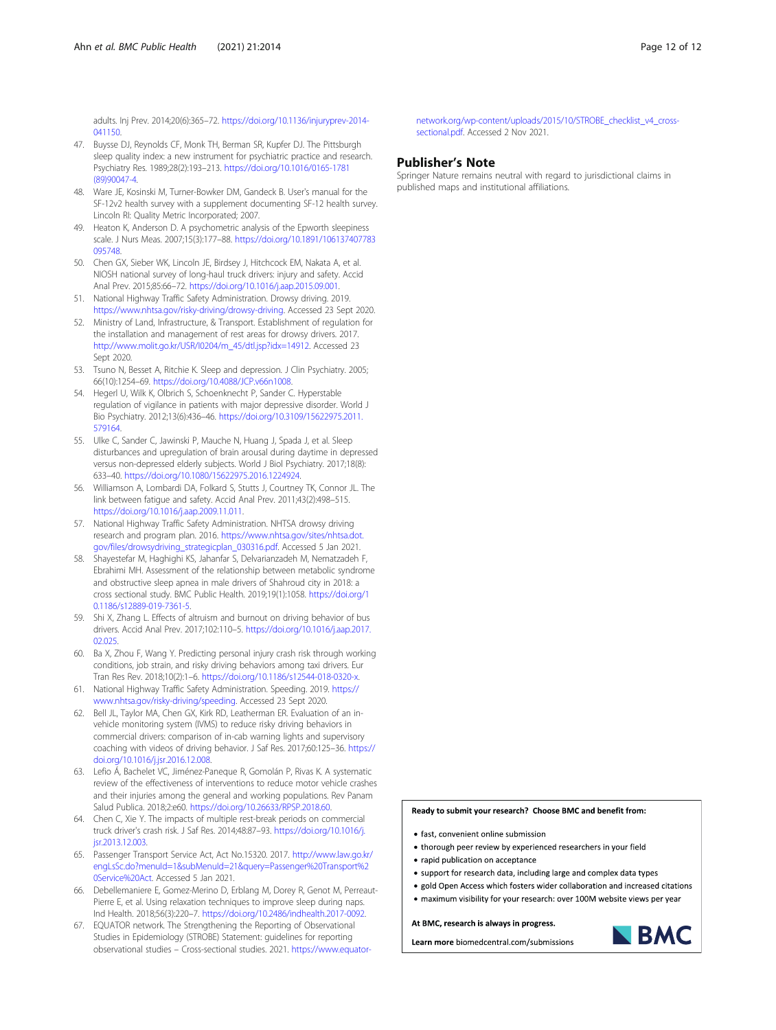adults. Inj Prev. 2014;20(6):365–72. https://doi.org/10.1136/injuryprev-2014-041150.

47. Buysse DJ, Reynolds CF, Monk TH, Berman SR, Kupfer DJ. The Pittsburgh sleep quality index: a new instrument for psychiatric practice and research. Psychiatry Res. 1989;28(2):193–213. https://doi.org/10.1016/0165-1781(89)90047-4.
48. Ware JE, Kosinski M, Turner-Bowker DM, Gandeck B. User's manual for the SF-12v2 health survey with a supplement documenting SF-12 health survey. Lincoln RI: Quality Metric Incorporated; 2007.
49. Heaton K, Anderson D. A psychometric analysis of the Epworth sleepiness scale. J Nurs Meas. 2007;15(3):177–88. https://doi.org/10.1891/106137407783095748.
50. Chen GX, Sieber WK, Lincoln JE, Birdsey J, Hitchcock EM, Nakata A, et al. NIOSH national survey of long-haul truck drivers: injury and safety. Accid Anal Prev. 2015;85:66–72. https://doi.org/10.1016/j.aap.2015.09.001.
51. National Highway Traffic Safety Administration. Drowsy driving. 2019. https://www.nhtsa.gov/risky-driving/drowsy-driving. Accessed 23 Sept 2020.
52. Ministry of Land, Infrastructure, & Transport. Establishment of regulation for the installation and management of rest areas for drowsy drivers. 2017. http://www.molit.go.kr/USR/I0204/m_45/dtl.jsp?idx=14912. Accessed 23 Sept 2020.
53. Tsuno N, Besset A, Ritchie K. Sleep and depression. J Clin Psychiatry. 2005;66(10):1254–69. https://doi.org/10.4088/JCP.v66n1008.
54. Hegerl U, Wilk K, Olbrich S, Schoenknecht P, Sander C. Hyperstable regulation of vigilance in patients with major depressive disorder. World J Bio Psychiatry. 2012;13(6):436–46. https://doi.org/10.3109/15622975.2011.579164.
55. Ulke C, Sander C, Jawinski P, Mauche N, Huang J, Spada J, et al. Sleep disturbances and upregulation of brain arousal during daytime in depressed versus non-depressed elderly subjects. World J Biol Psychiatry. 2017;18(8):633–40. https://doi.org/10.1080/15622975.2016.1224924.
56. Williamson A, Lombardi DA, Folkard S, Stutts J, Courtney TK, Connor JL. The link between fatigue and safety. Accid Anal Prev. 2011;43(2):498–515. https://doi.org/10.1016/j.aap.2009.11.011.
57. National Highway Traffic Safety Administration. NHTSA drowsy driving research and program plan. 2016. https://www.nhtsa.gov/sites/nhtsa.dot.gov/files/drowsydriving_strategicplan_030316.pdf. Accessed 5 Jan 2021.
58. Shayestefar M, Haghighi KS, Jahanfar S, Delvarianzadeh M, Nematzadeh F, Ebrahimi MH. Assessment of the relationship between metabolic syndrome and obstructive sleep apnea in male drivers of Shahroud city in 2018: a cross sectional study. BMC Public Health. 2019;19(1):1058. https://doi.org/10.1186/s12889-019-7361-5.
59. Shi X, Zhang L. Effects of altruism and burnout on driving behavior of bus drivers. Accid Anal Prev. 2017;102:110–5. https://doi.org/10.1016/j.aap.2017.02.025.
60. Ba X, Zhou F, Wang Y. Predicting personal injury crash risk through working conditions, job strain, and risky driving behaviors among taxi drivers. Eur Tran Res Rev. 2018;10(2):1–6. https://doi.org/10.1186/s12544-018-0320-x.
61. National Highway Traffic Safety Administration. Speeding. 2019. https://www.nhtsa.gov/risky-driving/speeding. Accessed 23 Sept 2020.
62. Bell JL, Taylor MA, Chen GX, Kirk RD, Leatherman ER. Evaluation of an in-vehicle monitoring system (IVMS) to reduce risky driving behaviors in commercial drivers: comparison of in-cab warning lights and supervisory coaching with videos of driving behavior. J Saf Res. 2017;60:125–36. https://doi.org/10.1016/j.jsr.2016.12.008.
63. Lefio Á, Bachelet VC, Jiménez-Paneque R, Gomolán P, Rivas K. A systematic review of the effectiveness of interventions to reduce motor vehicle crashes and their injuries among the general and working populations. Rev Panam Salud Publica. 2018;2:e60. https://doi.org/10.26633/RPSP.2018.60.
64. Chen C, Xie Y. The impacts of multiple rest-break periods on commercial truck driver's crash risk. J Saf Res. 2014;48:87–93. https://doi.org/10.1016/j.jsr.2013.12.003.
65. Passenger Transport Service Act, Act No.15320. 2017. http://www.law.go.kr/engLsSc.do?menuId=1&subMenuId=21&query=Passenger%20Transport%20Service%20Act. Accessed 5 Jan 2021.
66. Debellemaniere E, Gomez-Merino D, Erblang M, Dorey R, Genot M, Perreaut-Pierre E, et al. Using relaxation techniques to improve sleep during naps. Ind Health. 2018;56(3):220–7. https://doi.org/10.2486/indhealth.2017-0092.
67. EQUATOR network. The Strengthening the Reporting of Observational Studies in Epidemiology (STROBE) Statement: guidelines for reporting observational studies – Cross-sectional studies. 2021. https://www.equator-network.org/wp-content/uploads/2015/10/STROBE_checklist_v4_cross-sectional.pdf. Accessed 2 Nov 2021.

## Publisher's Note

Springer Nature remains neutral with regard to jurisdictional claims in published maps and institutional affiliations.

**Ready to submit your research? Choose BMC and benefit from:**

- fast, convenient online submission
- thorough peer review by experienced researchers in your field
- rapid publication on acceptance
- support for research data, including large and complex data types
- gold Open Access which fosters wider collaboration and increased citations
- maximum visibility for your research: over 100M website views per year

**At BMC, research is always in progress.**

**Learn more** biomedcentral.com/submissions

BMC